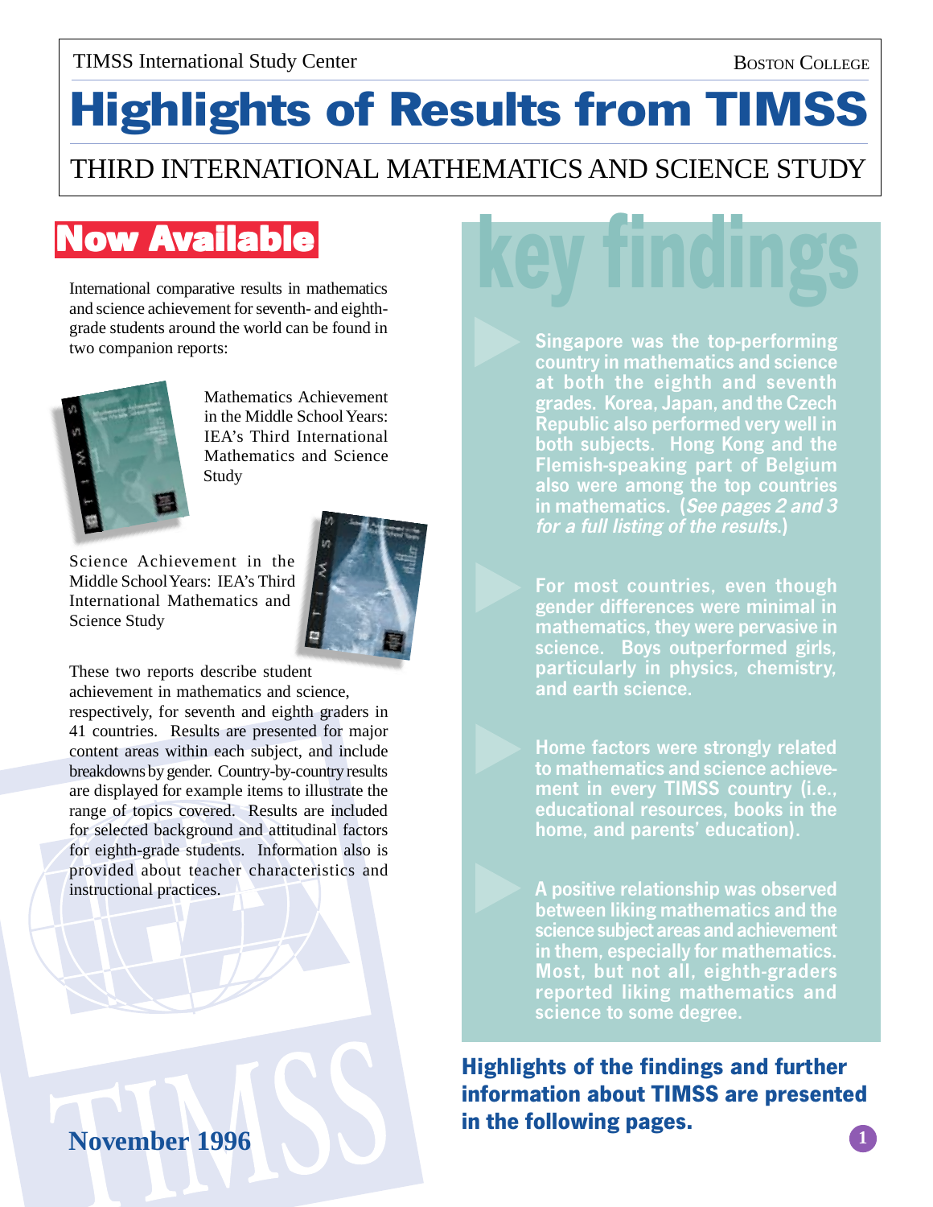TIMSS International Study Center

BOSTON COLLEGE

# Highlights of Results from TIMSS

THIRD INTERNATIONAL MATHEMATICS AND SCIENCE STUDY

## Now Available

International comparative results in mathematics and science achievement for seventh- and eighth-grade students around the world can be found in two companion reports:

Mathematics Achievement in the Middle School Years: IEA's Third International Mathematics and Science Study

Science Achievement in the Middle School Years: IEA's Third International Mathematics and Science Study

These two reports describe student achievement in mathematics and science, respectively, for seventh and eighth graders in 41 countries. Results are presented for major content areas within each subject, and include breakdowns by gender. Country-by-country results are displayed for example items to illustrate the range of topics covered. Results are included for selected background and attitudinal factors for eighth-grade students. Information also is provided about teacher characteristics and instructional practices.

November 1996

## key findings

- Singapore was the top-performing country in mathematics and science at both the eighth and seventh grades. Korea, Japan, and the Czech Republic also performed very well in both subjects. Hong Kong and the Flemish-speaking part of Belgium also were among the top countries in mathematics. (*See pages 2 and 3 for a full listing of the results.*)

- For most countries, even though gender differences were minimal in mathematics, they were pervasive in science. Boys outperformed girls, particularly in physics, chemistry, and earth science.

- Home factors were strongly related to mathematics and science achievement in every TIMSS country (i.e., educational resources, books in the home, and parents' education).

- A positive relationship was observed between liking mathematics and the science subject areas and achievement in them, especially for mathematics. Most, but not all, eighth-graders reported liking mathematics and science to some degree.

**Highlights of the findings and further information about TIMSS are presented in the following pages.**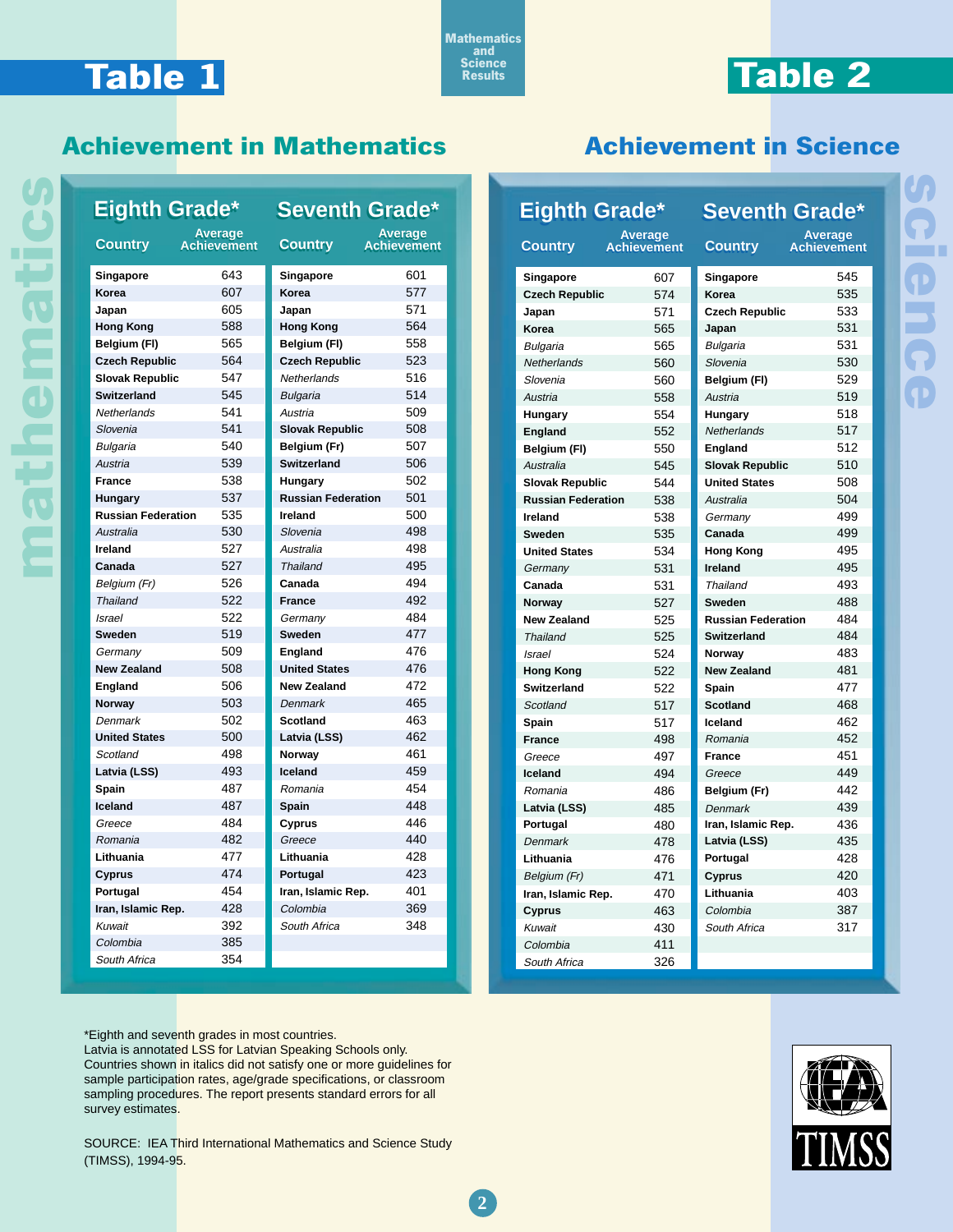Mathematics and Science Results

# Table 1

## Achievement in Mathematics

| Eighth Grade* | | Seventh Grade* | |
|---|---|---|---|
| Country | Average Achievement | Country | Average Achievement |
| **Singapore** | 643 | **Singapore** | 601 |
| **Korea** | 607 | **Korea** | 577 |
| **Japan** | 605 | **Japan** | 571 |
| **Hong Kong** | 588 | **Hong Kong** | 564 |
| **Belgium (Fl)** | 565 | **Belgium (Fl)** | 558 |
| **Czech Republic** | 564 | **Czech Republic** | 523 |
| **Slovak Republic** | 547 | *Netherlands* | 516 |
| **Switzerland** | 545 | *Bulgaria* | 514 |
| *Netherlands* | 541 | *Austria* | 509 |
| *Slovenia* | 541 | **Slovak Republic** | 508 |
| *Bulgaria* | 540 | **Belgium (Fr)** | 507 |
| *Austria* | 539 | **Switzerland** | 506 |
| **France** | 538 | **Hungary** | 502 |
| **Hungary** | 537 | **Russian Federation** | 501 |
| **Russian Federation** | 535 | **Ireland** | 500 |
| *Australia* | 530 | *Slovenia* | 498 |
| **Ireland** | 527 | *Australia* | 498 |
| **Canada** | 527 | *Thailand* | 495 |
| *Belgium (Fr)* | 526 | **Canada** | 494 |
| *Thailand* | 522 | **France** | 492 |
| *Israel* | 522 | *Germany* | 484 |
| **Sweden** | 519 | **Sweden** | 477 |
| *Germany* | 509 | **England** | 476 |
| **New Zealand** | 508 | **United States** | 476 |
| **England** | 506 | **New Zealand** | 472 |
| **Norway** | 503 | *Denmark* | 465 |
| *Denmark* | 502 | **Scotland** | 463 |
| **United States** | 500 | **Latvia (LSS)** | 462 |
| *Scotland* | 498 | **Norway** | 461 |
| **Latvia (LSS)** | 493 | **Iceland** | 459 |
| **Spain** | 487 | *Romania* | 454 |
| **Iceland** | 487 | **Spain** | 448 |
| *Greece* | 484 | **Cyprus** | 446 |
| *Romania* | 482 | *Greece* | 440 |
| **Lithuania** | 477 | **Lithuania** | 428 |
| **Cyprus** | 474 | **Portugal** | 423 |
| **Portugal** | 454 | **Iran, Islamic Rep.** | 401 |
| **Iran, Islamic Rep.** | 428 | *Colombia* | 369 |
| *Kuwait* | 392 | *South Africa* | 348 |
| *Colombia* | 385 | | |
| *South Africa* | 354 | | |

# Table 2

## Achievement in Science

| Eighth Grade* | | Seventh Grade* | |
|---|---|---|---|
| Country | Average Achievement | Country | Average Achievement |
| **Singapore** | 607 | **Singapore** | 545 |
| **Czech Republic** | 574 | **Korea** | 535 |
| **Japan** | 571 | **Czech Republic** | 533 |
| **Korea** | 565 | **Japan** | 531 |
| *Bulgaria* | 565 | *Bulgaria* | 531 |
| *Netherlands* | 560 | *Slovenia* | 530 |
| *Slovenia* | 560 | **Belgium (Fl)** | 529 |
| *Austria* | 558 | *Austria* | 519 |
| **Hungary** | 554 | **Hungary** | 518 |
| **England** | 552 | *Netherlands* | 517 |
| **Belgium (Fl)** | 550 | **England** | 512 |
| *Australia* | 545 | **Slovak Republic** | 510 |
| **Slovak Republic** | 544 | **United States** | 508 |
| **Russian Federation** | 538 | *Australia* | 504 |
| **Ireland** | 538 | *Germany* | 499 |
| **Sweden** | 535 | **Canada** | 499 |
| **United States** | 534 | **Hong Kong** | 495 |
| *Germany* | 531 | **Ireland** | 495 |
| **Canada** | 531 | *Thailand* | 493 |
| **Norway** | 527 | **Sweden** | 488 |
| **New Zealand** | 525 | **Russian Federation** | 484 |
| *Thailand* | 525 | **Switzerland** | 484 |
| *Israel* | 524 | **Norway** | 483 |
| **Hong Kong** | 522 | **New Zealand** | 481 |
| **Switzerland** | 522 | **Spain** | 477 |
| *Scotland* | 517 | **Scotland** | 468 |
| **Spain** | 517 | **Iceland** | 462 |
| **France** | 498 | *Romania* | 452 |
| *Greece* | 497 | **France** | 451 |
| **Iceland** | 494 | *Greece* | 449 |
| *Romania* | 486 | **Belgium (Fr)** | 442 |
| **Latvia (LSS)** | 485 | *Denmark* | 439 |
| **Portugal** | 480 | **Iran, Islamic Rep.** | 436 |
| *Denmark* | 478 | **Latvia (LSS)** | 435 |
| **Lithuania** | 476 | **Portugal** | 428 |
| *Belgium (Fr)* | 471 | **Cyprus** | 420 |
| **Iran, Islamic Rep.** | 470 | **Lithuania** | 403 |
| **Cyprus** | 463 | *Colombia* | 387 |
| *Kuwait* | 430 | *South Africa* | 317 |
| *Colombia* | 411 | | |
| *South Africa* | 326 | | |

*Eighth and seventh grades in most countries.
Latvia is annotated LSS for Latvian Speaking Schools only.
Countries shown in italics did not satisfy one or more guidelines for sample participation rates, age/grade specifications, or classroom sampling procedures. The report presents standard errors for all survey estimates.

SOURCE: IEA Third International Mathematics and Science Study (TIMSS), 1994-95.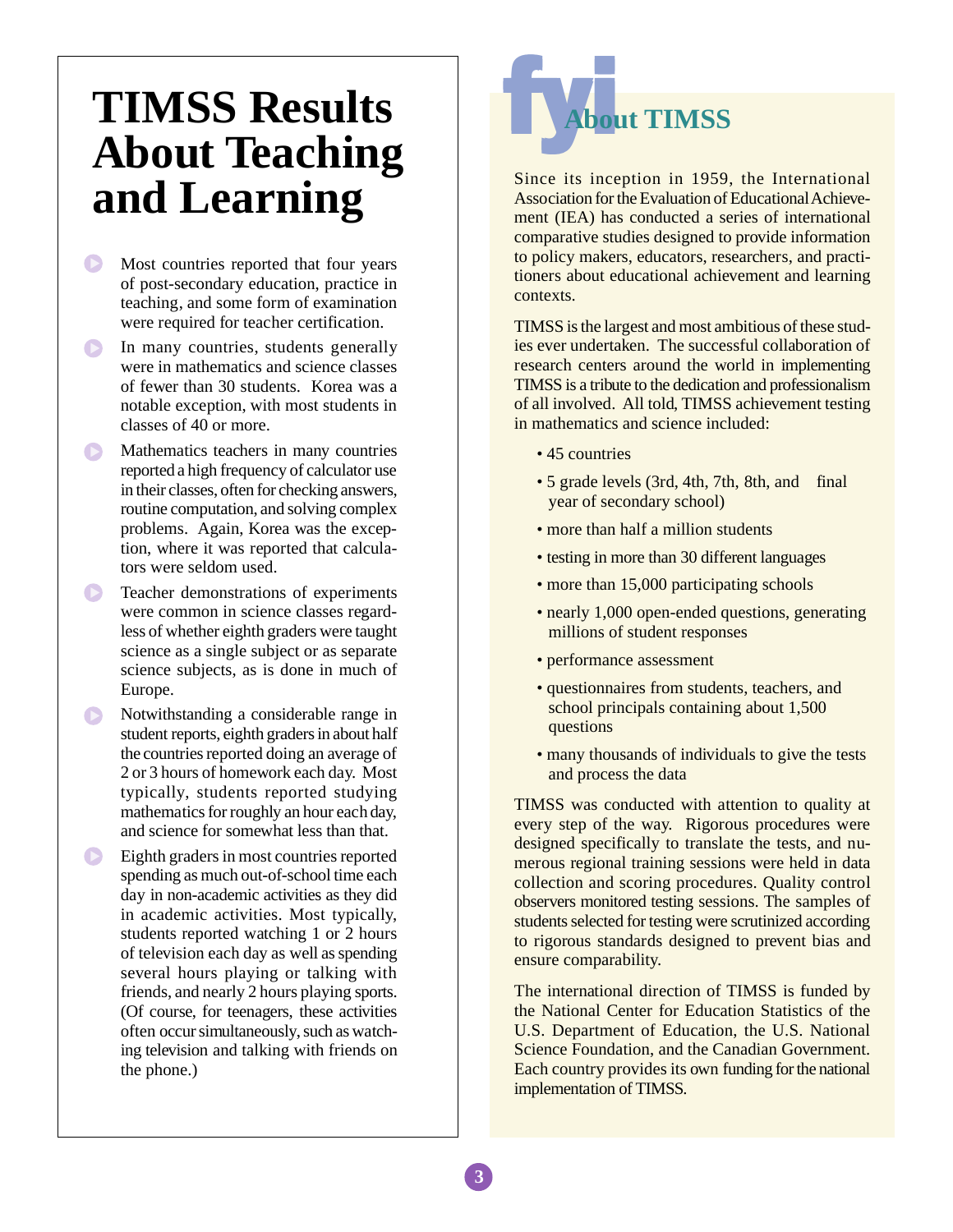# TIMSS Results About Teaching and Learning

- Most countries reported that four years of post-secondary education, practice in teaching, and some form of examination were required for teacher certification.
- In many countries, students generally were in mathematics and science classes of fewer than 30 students. Korea was a notable exception, with most students in classes of 40 or more.
- Mathematics teachers in many countries reported a high frequency of calculator use in their classes, often for checking answers, routine computation, and solving complex problems. Again, Korea was the exception, where it was reported that calculators were seldom used.
- Teacher demonstrations of experiments were common in science classes regardless of whether eighth graders were taught science as a single subject or as separate science subjects, as is done in much of Europe.
- Notwithstanding a considerable range in student reports, eighth graders in about half the countries reported doing an average of 2 or 3 hours of homework each day. Most typically, students reported studying mathematics for roughly an hour each day, and science for somewhat less than that.
- Eighth graders in most countries reported spending as much out-of-school time each day in non-academic activities as they did in academic activities. Most typically, students reported watching 1 or 2 hours of television each day as well as spending several hours playing or talking with friends, and nearly 2 hours playing sports. (Of course, for teenagers, these activities often occur simultaneously, such as watching television and talking with friends on the phone.)

## fyi About TIMSS

Since its inception in 1959, the International Association for the Evaluation of Educational Achievement (IEA) has conducted a series of international comparative studies designed to provide information to policy makers, educators, researchers, and practitioners about educational achievement and learning contexts.

TIMSS is the largest and most ambitious of these studies ever undertaken. The successful collaboration of research centers around the world in implementing TIMSS is a tribute to the dedication and professionalism of all involved. All told, TIMSS achievement testing in mathematics and science included:

- 45 countries
- 5 grade levels (3rd, 4th, 7th, 8th, and final year of secondary school)
- more than half a million students
- testing in more than 30 different languages
- more than 15,000 participating schools
- nearly 1,000 open-ended questions, generating millions of student responses
- performance assessment
- questionnaires from students, teachers, and school principals containing about 1,500 questions
- many thousands of individuals to give the tests and process the data

TIMSS was conducted with attention to quality at every step of the way. Rigorous procedures were designed specifically to translate the tests, and numerous regional training sessions were held in data collection and scoring procedures. Quality control observers monitored testing sessions. The samples of students selected for testing were scrutinized according to rigorous standards designed to prevent bias and ensure comparability.

The international direction of TIMSS is funded by the National Center for Education Statistics of the U.S. Department of Education, the U.S. National Science Foundation, and the Canadian Government. Each country provides its own funding for the national implementation of TIMSS.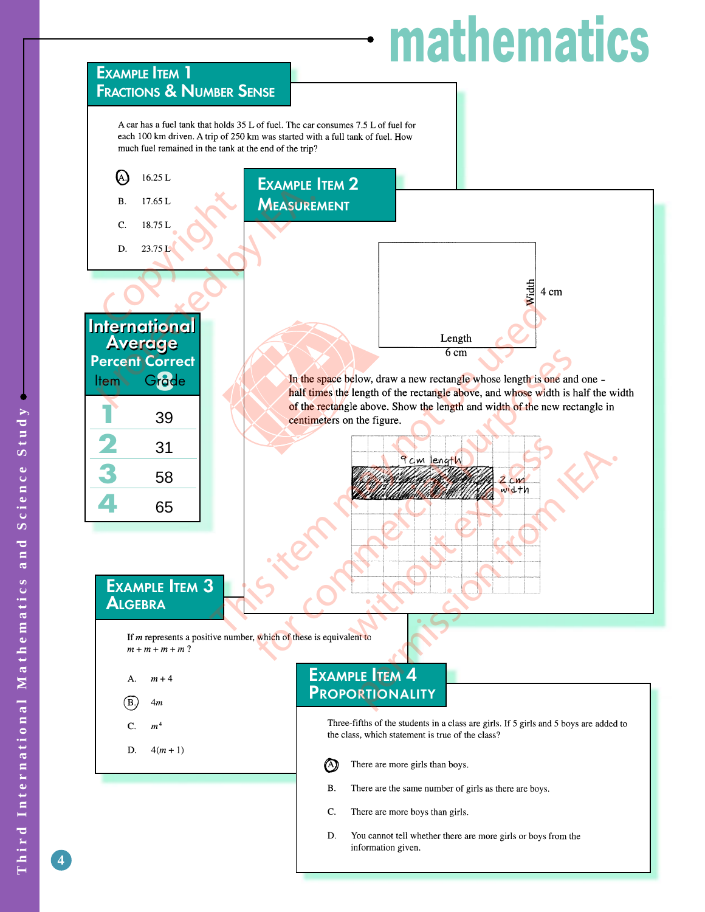# mathematics

## Example Item 1
### Fractions & Number Sense

A car has a fuel tank that holds 35 L of fuel. The car consumes 7.5 L of fuel for each 100 km driven. A trip of 250 km was started with a full tank of fuel. How much fuel remained in the tank at the end of the trip?

- (A.) 16.25 L
- B. 17.65 L
- C. 18.75 L
- D. 23.75 L

## International Average Percent Correct

| Item | Grade 8 |
|---|---|
| 1 | 39 |
| 2 | 31 |
| 3 | 58 |
| 4 | 65 |

## Example Item 2
### Measurement

Width 4 cm

Length 6 cm

In the space below, draw a new rectangle whose length is one and one-half times the length of the rectangle above, and whose width is half the width of the rectangle above. Show the length and width of the new rectangle in centimeters on the figure.

9 cm length

2 cm width

## Example Item 3
### Algebra

If $m$ represents a positive number, which of these is equivalent to $m + m + m + m$ ?

- A. $m + 4$
- (B.) $4m$
- C. $m^4$
- D. $4(m + 1)$

## Example Item 4
### Proportionality

Three-fifths of the students in a class are girls. If 5 girls and 5 boys are added to the class, which statement is true of the class?

- (A.) There are more girls than boys.
- B. There are the same number of girls as there are boys.
- C. There are more boys than girls.
- D. You cannot tell whether there are more girls or boys from the information given.

Copyright protected by IEA. This item may not be used for commercial purposes without express permission from IEA.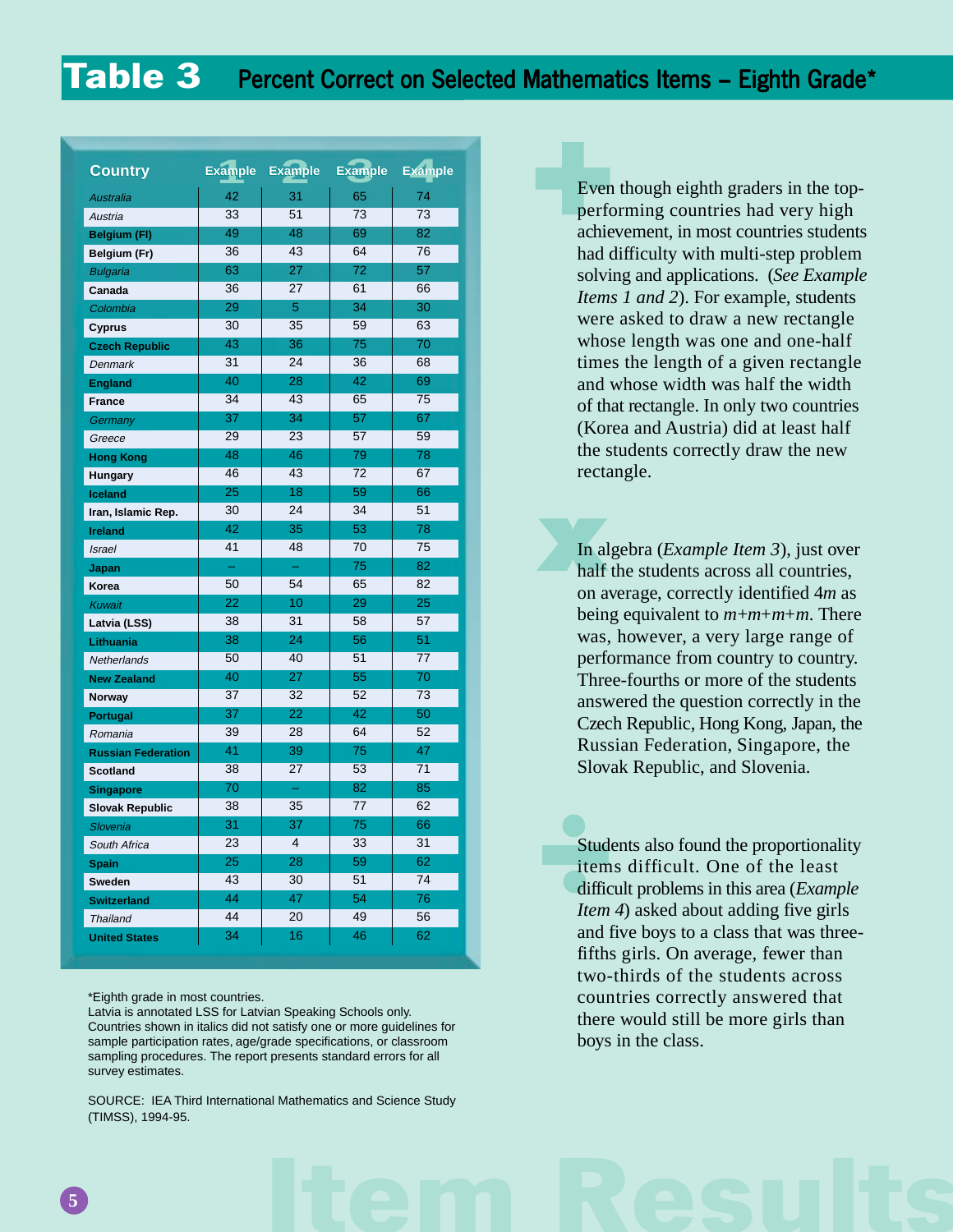# Table 3 Percent Correct on Selected Mathematics Items – Eighth Grade*

| Country | Example 1 | Example 2 | Example 3 | Example 4 |
|---|---|---|---|---|
| *Australia* | 42 | 31 | 65 | 74 |
| *Austria* | 33 | 51 | 73 | 73 |
| Belgium (Fl) | 49 | 48 | 69 | 82 |
| Belgium (Fr) | 36 | 43 | 64 | 76 |
| *Bulgaria* | 63 | 27 | 72 | 57 |
| Canada | 36 | 27 | 61 | 66 |
| *Colombia* | 29 | 5 | 34 | 30 |
| Cyprus | 30 | 35 | 59 | 63 |
| Czech Republic | 43 | 36 | 75 | 70 |
| *Denmark* | 31 | 24 | 36 | 68 |
| England | 40 | 28 | 42 | 69 |
| France | 34 | 43 | 65 | 75 |
| *Germany* | 37 | 34 | 57 | 67 |
| *Greece* | 29 | 23 | 57 | 59 |
| Hong Kong | 48 | 46 | 79 | 78 |
| Hungary | 46 | 43 | 72 | 67 |
| Iceland | 25 | 18 | 59 | 66 |
| Iran, Islamic Rep. | 30 | 24 | 34 | 51 |
| Ireland | 42 | 35 | 53 | 78 |
| *Israel* | 41 | 48 | 70 | 75 |
| Japan | – | – | 75 | 82 |
| Korea | 50 | 54 | 65 | 82 |
| *Kuwait* | 22 | 10 | 29 | 25 |
| Latvia (LSS) | 38 | 31 | 58 | 57 |
| Lithuania | 38 | 24 | 56 | 51 |
| *Netherlands* | 50 | 40 | 51 | 77 |
| New Zealand | 40 | 27 | 55 | 70 |
| Norway | 37 | 32 | 52 | 73 |
| Portugal | 37 | 22 | 42 | 50 |
| *Romania* | 39 | 28 | 64 | 52 |
| Russian Federation | 41 | 39 | 75 | 47 |
| Scotland | 38 | 27 | 53 | 71 |
| Singapore | 70 | – | 82 | 85 |
| Slovak Republic | 38 | 35 | 77 | 62 |
| *Slovenia* | 31 | 37 | 75 | 66 |
| *South Africa* | 23 | 4 | 33 | 31 |
| Spain | 25 | 28 | 59 | 62 |
| Sweden | 43 | 30 | 51 | 74 |
| Switzerland | 44 | 47 | 54 | 76 |
| *Thailand* | 44 | 20 | 49 | 56 |
| United States | 34 | 16 | 46 | 62 |

*Eighth grade in most countries.
Latvia is annotated LSS for Latvian Speaking Schools only.
Countries shown in italics did not satisfy one or more guidelines for sample participation rates, age/grade specifications, or classroom sampling procedures. The report presents standard errors for all survey estimates.

SOURCE: IEA Third International Mathematics and Science Study (TIMSS), 1994-95.

Even though eighth graders in the top-performing countries had very high achievement, in most countries students had difficulty with multi-step problem solving and applications. (*See Example Items 1 and 2*). For example, students were asked to draw a new rectangle whose length was one and one-half times the length of a given rectangle and whose width was half the width of that rectangle. In only two countries (Korea and Austria) did at least half the students correctly draw the new rectangle.

In algebra (*Example Item 3*), just over half the students across all countries, on average, correctly identified $4m$ as being equivalent to $m+m+m+m$. There was, however, a very large range of performance from country to country. Three-fourths or more of the students answered the question correctly in the Czech Republic, Hong Kong, Japan, the Russian Federation, Singapore, the Slovak Republic, and Slovenia.

Students also found the proportionality items difficult. One of the least difficult problems in this area (*Example Item 4*) asked about adding five girls and five boys to a class that was three-fifths girls. On average, fewer than two-thirds of the students across countries correctly answered that there would still be more girls than boys in the class.

Item Results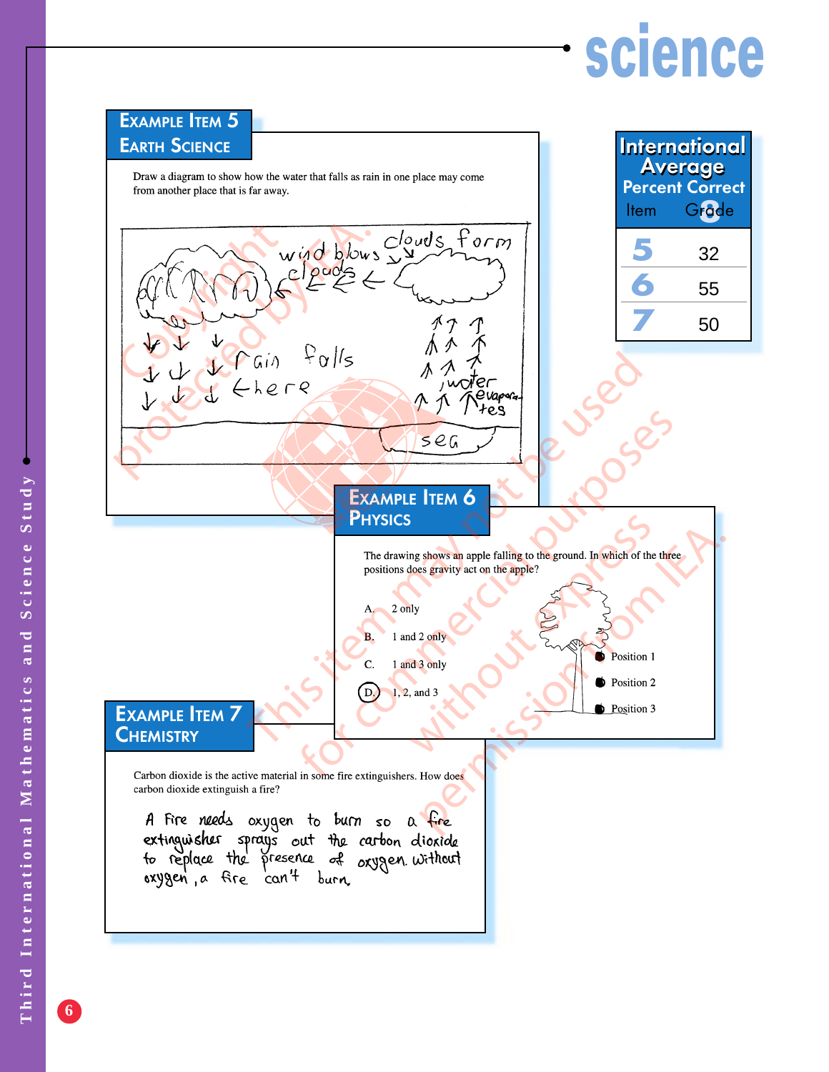## Example Item 5
## Earth Science

Draw a diagram to show how the water that falls as rain in one place may come from another place that is far away.

wind blows clouds

clouds form

rain falls here

water evaporates

sea

## Example Item 6
## Physics

The drawing shows an apple falling to the ground. In which of the three positions does gravity act on the apple?

A. 2 only

B. 1 and 2 only

C. 1 and 3 only

(D.) 1, 2, and 3

Position 1

Position 2

Position 3

## Example Item 7
## Chemistry

Carbon dioxide is the active material in some fire extinguishers. How does carbon dioxide extinguish a fire?

A fire needs oxygen to burn so a fire extinguisher sprays out the carbon dioxide to replace the presence of oxygen. without oxygen, a fire can't burn.

## International Average Percent Correct

| Item | Grade 8 |
| --- | --- |
| 5 | 32 |
| 6 | 55 |
| 7 | 50 |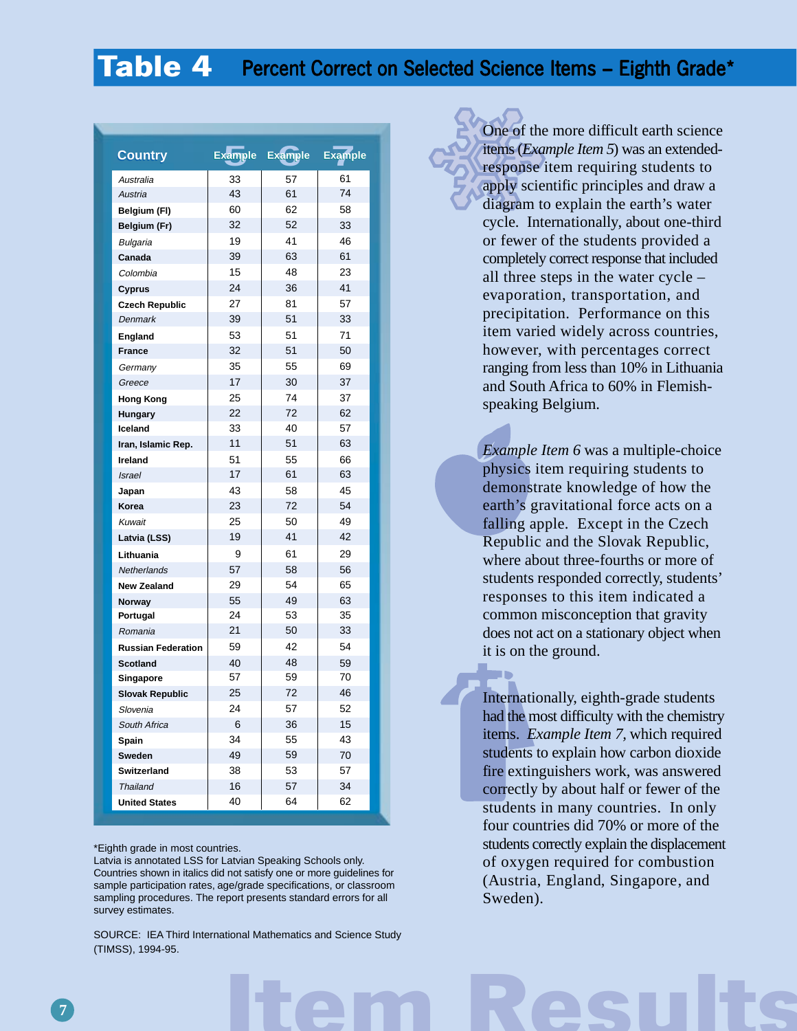# Table 4 Percent Correct on Selected Science Items – Eighth Grade*

| Country | Example 5 | Example 6 | Example 7 |
|---|---|---|---|
| *Australia* | 33 | 57 | 61 |
| *Austria* | 43 | 61 | 74 |
| **Belgium (Fl)** | 60 | 62 | 58 |
| **Belgium (Fr)** | 32 | 52 | 33 |
| *Bulgaria* | 19 | 41 | 46 |
| **Canada** | 39 | 63 | 61 |
| *Colombia* | 15 | 48 | 23 |
| **Cyprus** | 24 | 36 | 41 |
| **Czech Republic** | 27 | 81 | 57 |
| *Denmark* | 39 | 51 | 33 |
| **England** | 53 | 51 | 71 |
| **France** | 32 | 51 | 50 |
| *Germany* | 35 | 55 | 69 |
| *Greece* | 17 | 30 | 37 |
| **Hong Kong** | 25 | 74 | 37 |
| **Hungary** | 22 | 72 | 62 |
| **Iceland** | 33 | 40 | 57 |
| **Iran, Islamic Rep.** | 11 | 51 | 63 |
| **Ireland** | 51 | 55 | 66 |
| *Israel* | 17 | 61 | 63 |
| **Japan** | 43 | 58 | 45 |
| **Korea** | 23 | 72 | 54 |
| *Kuwait* | 25 | 50 | 49 |
| **Latvia (LSS)** | 19 | 41 | 42 |
| **Lithuania** | 9 | 61 | 29 |
| *Netherlands* | 57 | 58 | 56 |
| **New Zealand** | 29 | 54 | 65 |
| **Norway** | 55 | 49 | 63 |
| **Portugal** | 24 | 53 | 35 |
| *Romania* | 21 | 50 | 33 |
| **Russian Federation** | 59 | 42 | 54 |
| **Scotland** | 40 | 48 | 59 |
| **Singapore** | 57 | 59 | 70 |
| **Slovak Republic** | 25 | 72 | 46 |
| *Slovenia* | 24 | 57 | 52 |
| *South Africa* | 6 | 36 | 15 |
| **Spain** | 34 | 55 | 43 |
| **Sweden** | 49 | 59 | 70 |
| **Switzerland** | 38 | 53 | 57 |
| *Thailand* | 16 | 57 | 34 |
| **United States** | 40 | 64 | 62 |

*Eighth grade in most countries.
Latvia is annotated LSS for Latvian Speaking Schools only.
Countries shown in italics did not satisfy one or more guidelines for sample participation rates, age/grade specifications, or classroom sampling procedures. The report presents standard errors for all survey estimates.

SOURCE: IEA Third International Mathematics and Science Study (TIMSS), 1994-95.

One of the more difficult earth science items (*Example Item 5*) was an extended-response item requiring students to apply scientific principles and draw a diagram to explain the earth's water cycle. Internationally, about one-third or fewer of the students provided a completely correct response that included all three steps in the water cycle – evaporation, transportation, and precipitation. Performance on this item varied widely across countries, however, with percentages correct ranging from less than 10% in Lithuania and South Africa to 60% in Flemish-speaking Belgium.

*Example Item 6* was a multiple-choice physics item requiring students to demonstrate knowledge of how the earth's gravitational force acts on a falling apple. Except in the Czech Republic and the Slovak Republic, where about three-fourths or more of students responded correctly, students' responses to this item indicated a common misconception that gravity does not act on a stationary object when it is on the ground.

Internationally, eighth-grade students had the most difficulty with the chemistry items. *Example Item 7*, which required students to explain how carbon dioxide fire extinguishers work, was answered correctly by about half or fewer of the students in many countries. In only four countries did 70% or more of the students correctly explain the displacement of oxygen required for combustion (Austria, England, Singapore, and Sweden).

Item Results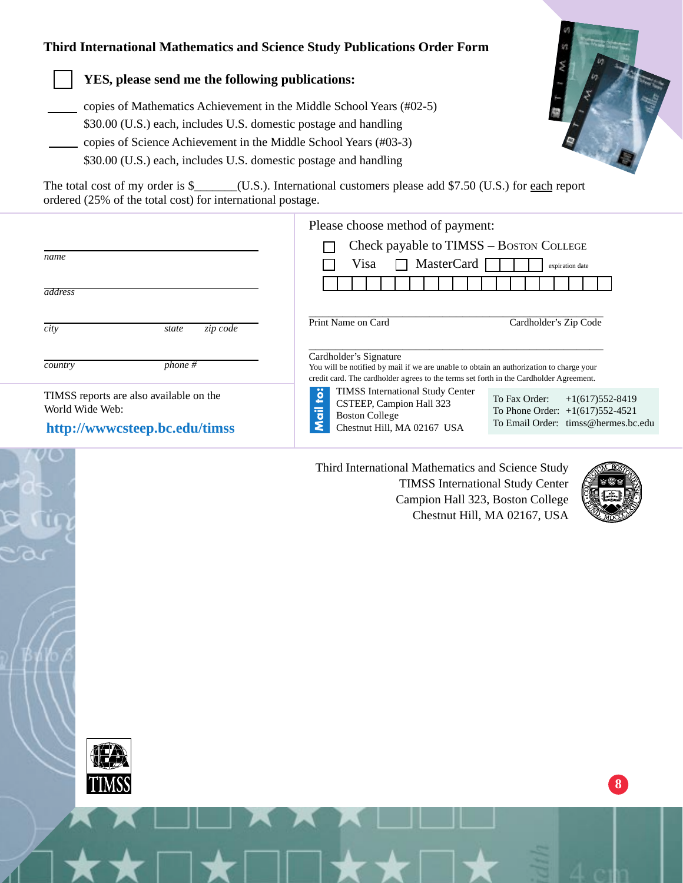### Third International Mathematics and Science Study Publications Order Form

☐ **YES, please send me the following publications:**

_____ copies of Mathematics Achievement in the Middle School Years (#02-5)
$30.00 (U.S.) each, includes U.S. domestic postage and handling

_____ copies of Science Achievement in the Middle School Years (#03-3)
$30.00 (U.S.) each, includes U.S. domestic postage and handling

The total cost of my order is $_______(U.S.). International customers please add $7.50 (U.S.) for each report ordered (25% of the total cost) for international postage.

_name_

_address_

_city_ _state_ _zip code_

_country_ _phone #_

Please choose method of payment:

☐ Check payable to TIMSS – Boston College

☐ Visa ☐ MasterCard expiration date

Print Name on Card Cardholder's Zip Code

Cardholder's Signature

You will be notified by mail if we are unable to obtain an authorization to charge your credit card. The cardholder agrees to the terms set forth in the Cardholder Agreement.

TIMSS reports are also available on the World Wide Web:

**http://wwwcsteep.bc.edu/timss**

**Mail to:**

TIMSS International Study Center
CSTEEP, Campion Hall 323
Boston College
Chestnut Hill, MA 02167 USA

To Fax Order: +1(617)552-8419
To Phone Order: +1(617)552-4521
To Email Order: timss@hermes.bc.edu

Third International Mathematics and Science Study
TIMSS International Study Center
Campion Hall 323, Boston College
Chestnut Hill, MA 02167, USA